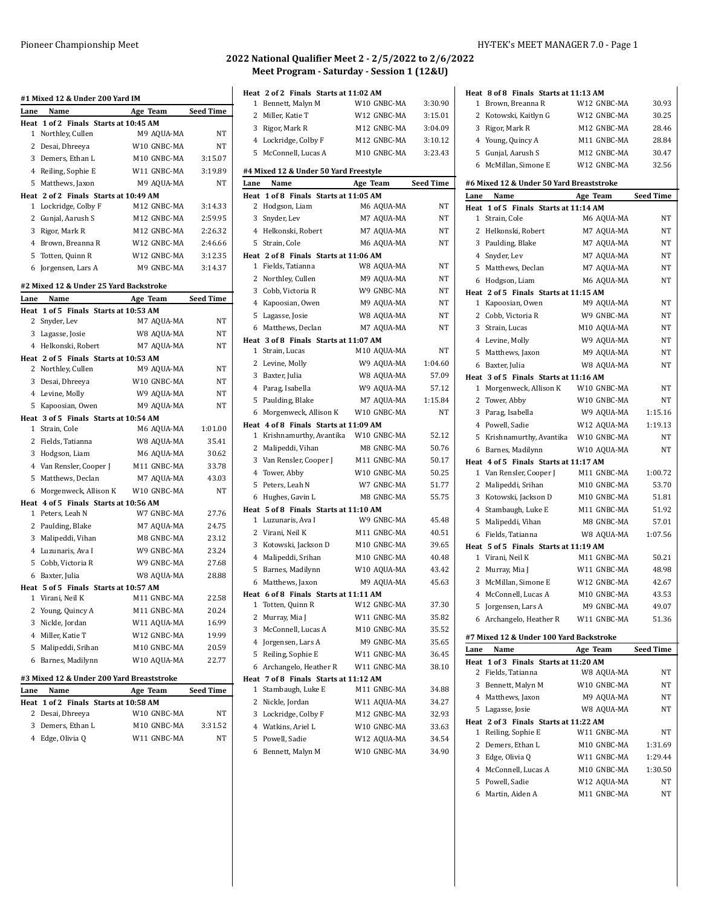## 2022 National Qualifier Meet 2 - 2/5/2022 to 2/6/2022
## Meet Program - Saturday - Session 1 (12&U)

### #1 Mixed 12 & Under 200 Yard IM

| Lane | Name | Age | Team | Seed Time |
|---|---|---|---|---|
| **Heat 1 of 2 Finals Starts at 10:45 AM** | | | | |
| 1 | Northley, Cullen | M9 | AQUA-MA | NT |
| 2 | Desai, Dhreeya | W10 | GNBC-MA | NT |
| 3 | Demers, Ethan L | M10 | GNBC-MA | 3:15.07 |
| 4 | Reiling, Sophie E | W11 | GNBC-MA | 3:19.89 |
| 5 | Matthews, Jaxon | M9 | AQUA-MA | NT |
| **Heat 2 of 2 Finals Starts at 10:49 AM** | | | | |
| 1 | Lockridge, Colby F | M12 | GNBC-MA | 3:14.33 |
| 2 | Gunjal, Aarush S | M12 | GNBC-MA | 2:59.95 |
| 3 | Rigor, Mark R | M12 | GNBC-MA | 2:26.32 |
| 4 | Brown, Breanna R | W12 | GNBC-MA | 2:46.66 |
| 5 | Totten, Quinn R | W12 | GNBC-MA | 3:12.35 |
| 6 | Jorgensen, Lars A | M9 | GNBC-MA | 3:14.37 |

### #2 Mixed 12 & Under 25 Yard Backstroke

| Lane | Name | Age | Team | Seed Time |
|---|---|---|---|---|
| **Heat 1 of 5 Finals Starts at 10:53 AM** | | | | |
| 2 | Snyder, Lev | M7 | AQUA-MA | NT |
| 3 | Lagasse, Josie | W8 | AQUA-MA | NT |
| 4 | Helkonski, Robert | M7 | AQUA-MA | NT |
| **Heat 2 of 5 Finals Starts at 10:53 AM** | | | | |
| 2 | Northley, Cullen | M9 | AQUA-MA | NT |
| 3 | Desai, Dhreeya | W10 | GNBC-MA | NT |
| 4 | Levine, Molly | W9 | AQUA-MA | NT |
| 5 | Kapoosian, Owen | M9 | AQUA-MA | NT |
| **Heat 3 of 5 Finals Starts at 10:54 AM** | | | | |
| 1 | Strain, Cole | M6 | AQUA-MA | 1:01.00 |
| 2 | Fields, Tatianna | W8 | AQUA-MA | 35.41 |
| 3 | Hodgson, Liam | M6 | AQUA-MA | 30.62 |
| 4 | Van Rensler, Cooper J | M11 | GNBC-MA | 33.78 |
| 5 | Matthews, Declan | M7 | AQUA-MA | 43.03 |
| 6 | Morgenweck, Allison K | W10 | GNBC-MA | NT |
| **Heat 4 of 5 Finals Starts at 10:56 AM** | | | | |
| 1 | Peters, Leah N | W7 | GNBC-MA | 27.76 |
| 2 | Paulding, Blake | M7 | AQUA-MA | 24.75 |
| 3 | Malipeddi, Vihan | M8 | GNBC-MA | 23.12 |
| 4 | Luzunaris, Ava I | W9 | GNBC-MA | 23.24 |
| 5 | Cobb, Victoria R | W9 | GNBC-MA | 27.68 |
| 6 | Baxter, Julia | W8 | AQUA-MA | 28.88 |
| **Heat 5 of 5 Finals Starts at 10:57 AM** | | | | |
| 1 | Virani, Neil K | M11 | GNBC-MA | 22.58 |
| 2 | Young, Quincy A | M11 | GNBC-MA | 20.24 |
| 3 | Nickle, Jordan | W11 | AQUA-MA | 16.99 |
| 4 | Miller, Katie T | W12 | GNBC-MA | 19.99 |
| 5 | Malipeddi, Srihan | M10 | GNBC-MA | 20.59 |
| 6 | Barnes, Madilynn | W10 | AQUA-MA | 22.77 |

### #3 Mixed 12 & Under 200 Yard Breaststroke

| Lane | Name | Age | Team | Seed Time |
|---|---|---|---|---|
| **Heat 1 of 2 Finals Starts at 10:58 AM** | | | | |
| 2 | Desai, Dhreeya | W10 | GNBC-MA | NT |
| 3 | Demers, Ethan L | M10 | GNBC-MA | 3:31.52 |
| 4 | Edge, Olivia Q | W11 | GNBC-MA | NT |
| **Heat 2 of 2 Finals Starts at 11:02 AM** | | | | |
| 1 | Bennett, Malyn M | W10 | GNBC-MA | 3:30.90 |
| 2 | Miller, Katie T | W12 | GNBC-MA | 3:15.01 |
| 3 | Rigor, Mark R | M12 | GNBC-MA | 3:04.09 |
| 4 | Lockridge, Colby F | M12 | GNBC-MA | 3:10.12 |
| 5 | McConnell, Lucas A | M10 | GNBC-MA | 3:23.43 |

### #4 Mixed 12 & Under 50 Yard Freestyle

| Lane | Name | Age | Team | Seed Time |
|---|---|---|---|---|
| **Heat 1 of 8 Finals Starts at 11:05 AM** | | | | |
| 2 | Hodgson, Liam | M6 | AQUA-MA | NT |
| 3 | Snyder, Lev | M7 | AQUA-MA | NT |
| 4 | Helkonski, Robert | M7 | AQUA-MA | NT |
| 5 | Strain, Cole | M6 | AQUA-MA | NT |
| **Heat 2 of 8 Finals Starts at 11:06 AM** | | | | |
| 1 | Fields, Tatianna | W8 | AQUA-MA | NT |
| 2 | Northley, Cullen | M9 | AQUA-MA | NT |
| 3 | Cobb, Victoria R | W9 | GNBC-MA | NT |
| 4 | Kapoosian, Owen | M9 | AQUA-MA | NT |
| 5 | Lagasse, Josie | W8 | AQUA-MA | NT |
| 6 | Matthews, Declan | M7 | AQUA-MA | NT |
| **Heat 3 of 8 Finals Starts at 11:07 AM** | | | | |
| 1 | Strain, Lucas | M10 | AQUA-MA | NT |
| 2 | Levine, Molly | W9 | AQUA-MA | 1:04.60 |
| 3 | Baxter, Julia | W8 | AQUA-MA | 57.09 |
| 4 | Parag, Isabella | W9 | AQUA-MA | 57.12 |
| 5 | Paulding, Blake | M7 | AQUA-MA | 1:15.84 |
| 6 | Morgenweck, Allison K | W10 | GNBC-MA | NT |
| **Heat 4 of 8 Finals Starts at 11:09 AM** | | | | |
| 1 | Krishnamurthy, Avantika | W10 | GNBC-MA | 52.12 |
| 2 | Malipeddi, Vihan | M8 | GNBC-MA | 50.76 |
| 3 | Van Rensler, Cooper J | M11 | GNBC-MA | 50.17 |
| 4 | Tower, Abby | W10 | GNBC-MA | 50.25 |
| 5 | Peters, Leah N | W7 | GNBC-MA | 51.77 |
| 6 | Hughes, Gavin L | M8 | GNBC-MA | 55.75 |
| **Heat 5 of 8 Finals Starts at 11:10 AM** | | | | |
| 1 | Luzunaris, Ava I | W9 | GNBC-MA | 45.48 |
| 2 | Virani, Neil K | M11 | GNBC-MA | 40.51 |
| 3 | Kotowski, Jackson D | M10 | GNBC-MA | 39.65 |
| 4 | Malipeddi, Srihan | M10 | GNBC-MA | 40.48 |
| 5 | Barnes, Madilynn | W10 | AQUA-MA | 43.42 |
| 6 | Matthews, Jaxon | M9 | AQUA-MA | 45.63 |
| **Heat 6 of 8 Finals Starts at 11:11 AM** | | | | |
| 1 | Totten, Quinn R | W12 | GNBC-MA | 37.30 |
| 2 | Murray, Mia J | W11 | GNBC-MA | 35.82 |
| 3 | McConnell, Lucas A | M10 | GNBC-MA | 35.52 |
| 4 | Jorgensen, Lars A | M9 | GNBC-MA | 35.65 |
| 5 | Reiling, Sophie E | W11 | GNBC-MA | 36.45 |
| 6 | Archangelo, Heather R | W11 | GNBC-MA | 38.10 |
| **Heat 7 of 8 Finals Starts at 11:12 AM** | | | | |
| 1 | Stambaugh, Luke E | M11 | GNBC-MA | 34.88 |
| 2 | Nickle, Jordan | W11 | AQUA-MA | 34.27 |
| 3 | Lockridge, Colby F | M12 | GNBC-MA | 32.93 |
| 4 | Watkins, Ariel L | W10 | GNBC-MA | 33.63 |
| 5 | Powell, Sadie | W12 | AQUA-MA | 34.54 |
| 6 | Bennett, Malyn M | W10 | GNBC-MA | 34.90 |
| **Heat 8 of 8 Finals Starts at 11:13 AM** | | | | |
| 1 | Brown, Breanna R | W12 | GNBC-MA | 30.93 |
| 2 | Kotowski, Kaitlyn G | W12 | GNBC-MA | 30.25 |
| 3 | Rigor, Mark R | M12 | GNBC-MA | 28.46 |
| 4 | Young, Quincy A | M11 | GNBC-MA | 28.84 |
| 5 | Gunjal, Aarush S | M12 | GNBC-MA | 30.47 |
| 6 | McMillan, Simone E | W12 | GNBC-MA | 32.56 |

### #6 Mixed 12 & Under 50 Yard Breaststroke

| Lane | Name | Age | Team | Seed Time |
|---|---|---|---|---|
| **Heat 1 of 5 Finals Starts at 11:14 AM** | | | | |
| 1 | Strain, Cole | M6 | AQUA-MA | NT |
| 2 | Helkonski, Robert | M7 | AQUA-MA | NT |
| 3 | Paulding, Blake | M7 | AQUA-MA | NT |
| 4 | Snyder, Lev | M7 | AQUA-MA | NT |
| 5 | Matthews, Declan | M7 | AQUA-MA | NT |
| 6 | Hodgson, Liam | M6 | AQUA-MA | NT |
| **Heat 2 of 5 Finals Starts at 11:15 AM** | | | | |
| 1 | Kapoosian, Owen | M9 | AQUA-MA | NT |
| 2 | Cobb, Victoria R | W9 | GNBC-MA | NT |
| 3 | Strain, Lucas | M10 | AQUA-MA | NT |
| 4 | Levine, Molly | W9 | AQUA-MA | NT |
| 5 | Matthews, Jaxon | M9 | AQUA-MA | NT |
| 6 | Baxter, Julia | W8 | AQUA-MA | NT |
| **Heat 3 of 5 Finals Starts at 11:16 AM** | | | | |
| 1 | Morgenweck, Allison K | W10 | GNBC-MA | NT |
| 2 | Tower, Abby | W10 | GNBC-MA | NT |
| 3 | Parag, Isabella | W9 | AQUA-MA | 1:15.16 |
| 4 | Powell, Sadie | W12 | AQUA-MA | 1:19.13 |
| 5 | Krishnamurthy, Avantika | W10 | GNBC-MA | NT |
| 6 | Barnes, Madilynn | W10 | AQUA-MA | NT |
| **Heat 4 of 5 Finals Starts at 11:17 AM** | | | | |
| 1 | Van Rensler, Cooper J | M11 | GNBC-MA | 1:00.72 |
| 2 | Malipeddi, Srihan | M10 | GNBC-MA | 53.70 |
| 3 | Kotowski, Jackson D | M10 | GNBC-MA | 51.81 |
| 4 | Stambaugh, Luke E | M11 | GNBC-MA | 51.92 |
| 5 | Malipeddi, Vihan | M8 | GNBC-MA | 57.01 |
| 6 | Fields, Tatianna | W8 | AQUA-MA | 1:07.56 |
| **Heat 5 of 5 Finals Starts at 11:19 AM** | | | | |
| 1 | Virani, Neil K | M11 | GNBC-MA | 50.21 |
| 2 | Murray, Mia J | W11 | GNBC-MA | 48.98 |
| 3 | McMillan, Simone E | W12 | GNBC-MA | 42.67 |
| 4 | McConnell, Lucas A | M10 | GNBC-MA | 43.53 |
| 5 | Jorgensen, Lars A | M9 | GNBC-MA | 49.07 |
| 6 | Archangelo, Heather R | W11 | GNBC-MA | 51.36 |

### #7 Mixed 12 & Under 100 Yard Backstroke

| Lane | Name | Age | Team | Seed Time |
|---|---|---|---|---|
| **Heat 1 of 3 Finals Starts at 11:20 AM** | | | | |
| 2 | Fields, Tatianna | W8 | AQUA-MA | NT |
| 3 | Bennett, Malyn M | W10 | GNBC-MA | NT |
| 4 | Matthews, Jaxon | M9 | AQUA-MA | NT |
| 5 | Lagasse, Josie | W8 | AQUA-MA | NT |
| **Heat 2 of 3 Finals Starts at 11:22 AM** | | | | |
| 1 | Reiling, Sophie E | W11 | GNBC-MA | NT |
| 2 | Demers, Ethan L | M10 | GNBC-MA | 1:31.69 |
| 3 | Edge, Olivia Q | W11 | GNBC-MA | 1:29.44 |
| 4 | McConnell, Lucas A | M10 | GNBC-MA | 1:30.50 |
| 5 | Powell, Sadie | W12 | AQUA-MA | NT |
| 6 | Martin, Aiden A | M11 | GNBC-MA | NT |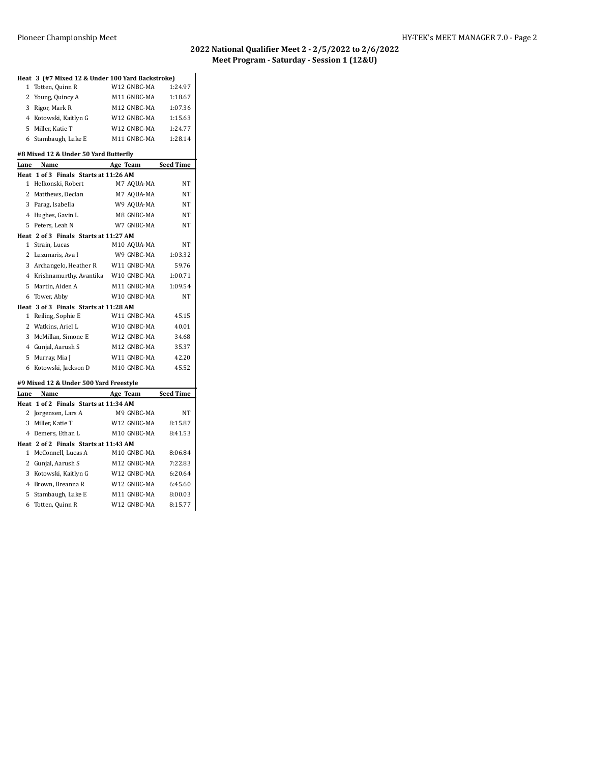## 2022 National Qualifier Meet 2 - 2/5/2022 to 2/6/2022
## Meet Program - Saturday - Session 1 (12&U)

**Heat 3 (#7 Mixed 12 & Under 100 Yard Backstroke)**

| | | | |
|---|---|---|---|
| 1 | Totten, Quinn R | W12 GNBC-MA | 1:24.97 |
| 2 | Young, Quincy A | M11 GNBC-MA | 1:18.67 |
| 3 | Rigor, Mark R | M12 GNBC-MA | 1:07.36 |
| 4 | Kotowski, Kaitlyn G | W12 GNBC-MA | 1:15.63 |
| 5 | Miller, Katie T | W12 GNBC-MA | 1:24.77 |
| 6 | Stambaugh, Luke E | M11 GNBC-MA | 1:28.14 |

### #8 Mixed 12 & Under 50 Yard Butterfly

| Lane | Name | Age Team | Seed Time |
|---|---|---|---|
| **Heat 1 of 3 Finals Starts at 11:26 AM** | | | |
| 1 | Helkonski, Robert | M7 AQUA-MA | NT |
| 2 | Matthews, Declan | M7 AQUA-MA | NT |
| 3 | Parag, Isabella | W9 AQUA-MA | NT |
| 4 | Hughes, Gavin L | M8 GNBC-MA | NT |
| 5 | Peters, Leah N | W7 GNBC-MA | NT |
| **Heat 2 of 3 Finals Starts at 11:27 AM** | | | |
| 1 | Strain, Lucas | M10 AQUA-MA | NT |
| 2 | Luzunaris, Ava I | W9 GNBC-MA | 1:03.32 |
| 3 | Archangelo, Heather R | W11 GNBC-MA | 59.76 |
| 4 | Krishnamurthy, Avantika | W10 GNBC-MA | 1:00.71 |
| 5 | Martin, Aiden A | M11 GNBC-MA | 1:09.54 |
| 6 | Tower, Abby | W10 GNBC-MA | NT |
| **Heat 3 of 3 Finals Starts at 11:28 AM** | | | |
| 1 | Reiling, Sophie E | W11 GNBC-MA | 45.15 |
| 2 | Watkins, Ariel L | W10 GNBC-MA | 40.01 |
| 3 | McMillan, Simone E | W12 GNBC-MA | 34.68 |
| 4 | Gunjal, Aarush S | M12 GNBC-MA | 35.37 |
| 5 | Murray, Mia J | W11 GNBC-MA | 42.20 |
| 6 | Kotowski, Jackson D | M10 GNBC-MA | 45.52 |

### #9 Mixed 12 & Under 500 Yard Freestyle

| Lane | Name | Age Team | Seed Time |
|---|---|---|---|
| **Heat 1 of 2 Finals Starts at 11:34 AM** | | | |
| 2 | Jorgensen, Lars A | M9 GNBC-MA | NT |
| 3 | Miller, Katie T | W12 GNBC-MA | 8:15.87 |
| 4 | Demers, Ethan L | M10 GNBC-MA | 8:41.53 |
| **Heat 2 of 2 Finals Starts at 11:43 AM** | | | |
| 1 | McConnell, Lucas A | M10 GNBC-MA | 8:06.84 |
| 2 | Gunjal, Aarush S | M12 GNBC-MA | 7:22.83 |
| 3 | Kotowski, Kaitlyn G | W12 GNBC-MA | 6:20.64 |
| 4 | Brown, Breanna R | W12 GNBC-MA | 6:45.60 |
| 5 | Stambaugh, Luke E | M11 GNBC-MA | 8:00.03 |
| 6 | Totten, Quinn R | W12 GNBC-MA | 8:15.77 |